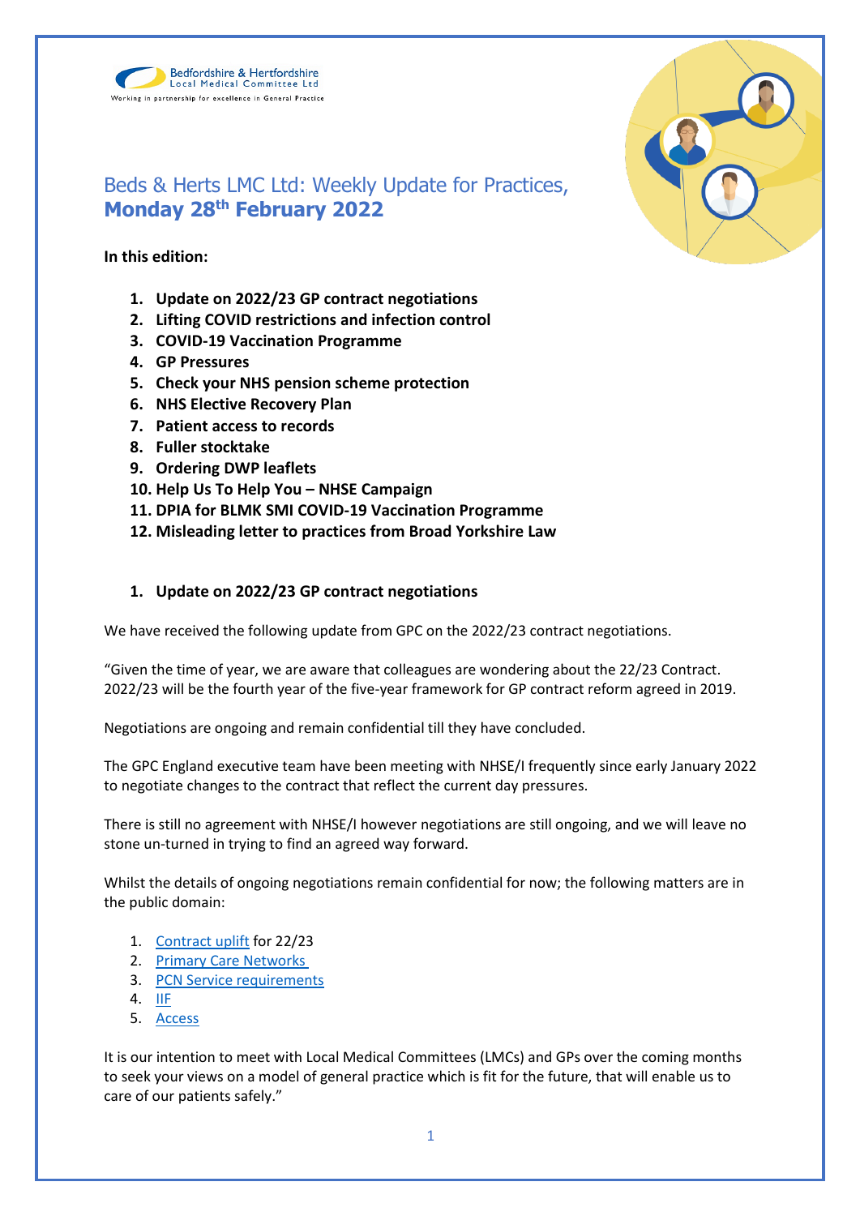Bedfordshire & Hertfordshire Local Medical Committee Ltd

Working in partnership for excellence in General Practice

# Beds & Herts LMC Ltd: Weekly Update for Practices, **Monday 28th February 2022**

**In this edition:**

1. **Update on 2022/23 GP contract negotiations**
2. **Lifting COVID restrictions and infection control**
3. **COVID-19 Vaccination Programme**
4. **GP Pressures**
5. **Check your NHS pension scheme protection**
6. **NHS Elective Recovery Plan**
7. **Patient access to records**
8. **Fuller stocktake**
9. **Ordering DWP leaflets**
10. **Help Us To Help You – NHSE Campaign**
11. **DPIA for BLMK SMI COVID-19 Vaccination Programme**
12. **Misleading letter to practices from Broad Yorkshire Law**

## 1. Update on 2022/23 GP contract negotiations

We have received the following update from GPC on the 2022/23 contract negotiations.

"Given the time of year, we are aware that colleagues are wondering about the 22/23 Contract. 2022/23 will be the fourth year of the five-year framework for GP contract reform agreed in 2019.

Negotiations are ongoing and remain confidential till they have concluded.

The GPC England executive team have been meeting with NHSE/I frequently since early January 2022 to negotiate changes to the contract that reflect the current day pressures.

There is still no agreement with NHSE/I however negotiations are still ongoing, and we will leave no stone un-turned in trying to find an agreed way forward.

Whilst the details of ongoing negotiations remain confidential for now; the following matters are in the public domain:

1. Contract uplift for 22/23
2. Primary Care Networks
3. PCN Service requirements
4. IIF
5. Access

It is our intention to meet with Local Medical Committees (LMCs) and GPs over the coming months to seek your views on a model of general practice which is fit for the future, that will enable us to care of our patients safely."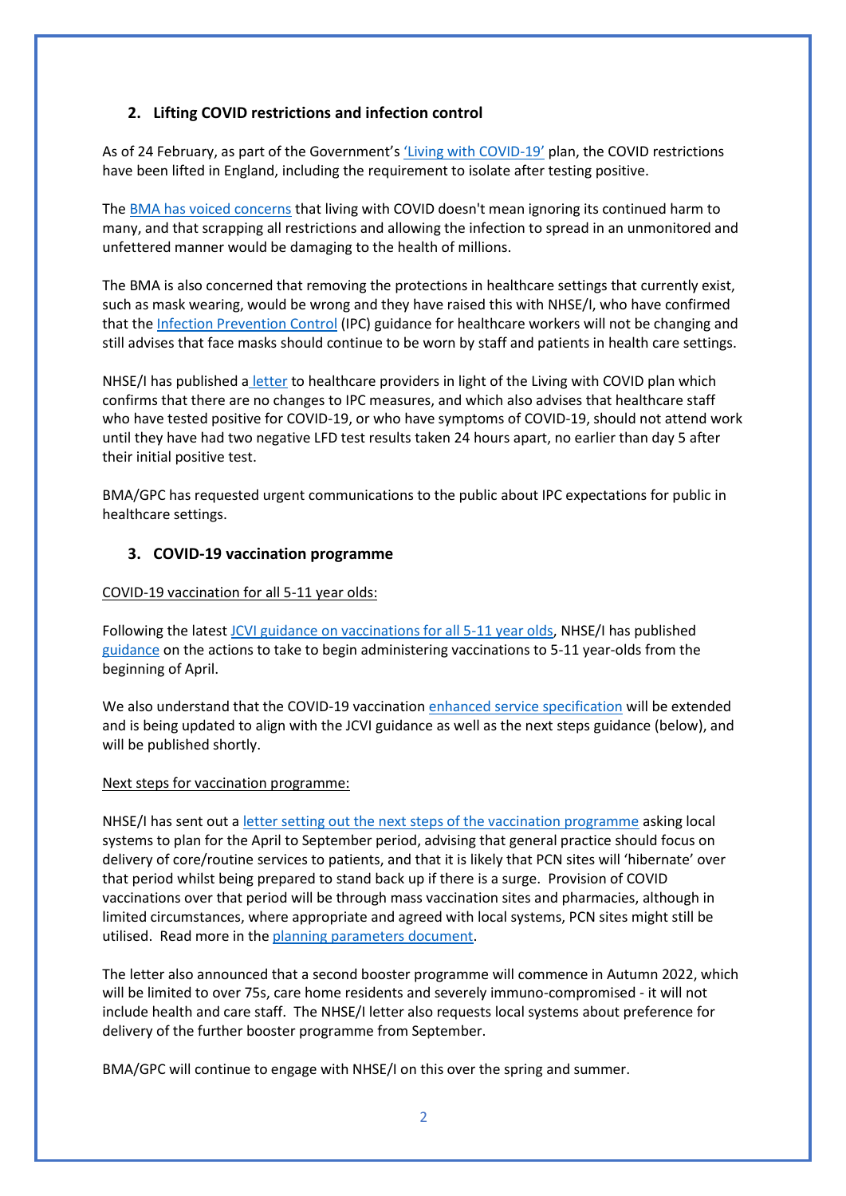## 2. Lifting COVID restrictions and infection control

As of 24 February, as part of the Government's 'Living with COVID-19' plan, the COVID restrictions have been lifted in England, including the requirement to isolate after testing positive.

The BMA has voiced concerns that living with COVID doesn't mean ignoring its continued harm to many, and that scrapping all restrictions and allowing the infection to spread in an unmonitored and unfettered manner would be damaging to the health of millions.

The BMA is also concerned that removing the protections in healthcare settings that currently exist, such as mask wearing, would be wrong and they have raised this with NHSE/I, who have confirmed that the Infection Prevention Control (IPC) guidance for healthcare workers will not be changing and still advises that face masks should continue to be worn by staff and patients in health care settings.

NHSE/I has published a letter to healthcare providers in light of the Living with COVID plan which confirms that there are no changes to IPC measures, and which also advises that healthcare staff who have tested positive for COVID-19, or who have symptoms of COVID-19, should not attend work until they have had two negative LFD test results taken 24 hours apart, no earlier than day 5 after their initial positive test.

BMA/GPC has requested urgent communications to the public about IPC expectations for public in healthcare settings.

## 3. COVID-19 vaccination programme

COVID-19 vaccination for all 5-11 year olds:

Following the latest JCVI guidance on vaccinations for all 5-11 year olds, NHSE/I has published guidance on the actions to take to begin administering vaccinations to 5-11 year-olds from the beginning of April.

We also understand that the COVID-19 vaccination enhanced service specification will be extended and is being updated to align with the JCVI guidance as well as the next steps guidance (below), and will be published shortly.

Next steps for vaccination programme:

NHSE/I has sent out a letter setting out the next steps of the vaccination programme asking local systems to plan for the April to September period, advising that general practice should focus on delivery of core/routine services to patients, and that it is likely that PCN sites will 'hibernate' over that period whilst being prepared to stand back up if there is a surge. Provision of COVID vaccinations over that period will be through mass vaccination sites and pharmacies, although in limited circumstances, where appropriate and agreed with local systems, PCN sites might still be utilised. Read more in the planning parameters document.

The letter also announced that a second booster programme will commence in Autumn 2022, which will be limited to over 75s, care home residents and severely immuno-compromised - it will not include health and care staff. The NHSE/I letter also requests local systems about preference for delivery of the further booster programme from September.

BMA/GPC will continue to engage with NHSE/I on this over the spring and summer.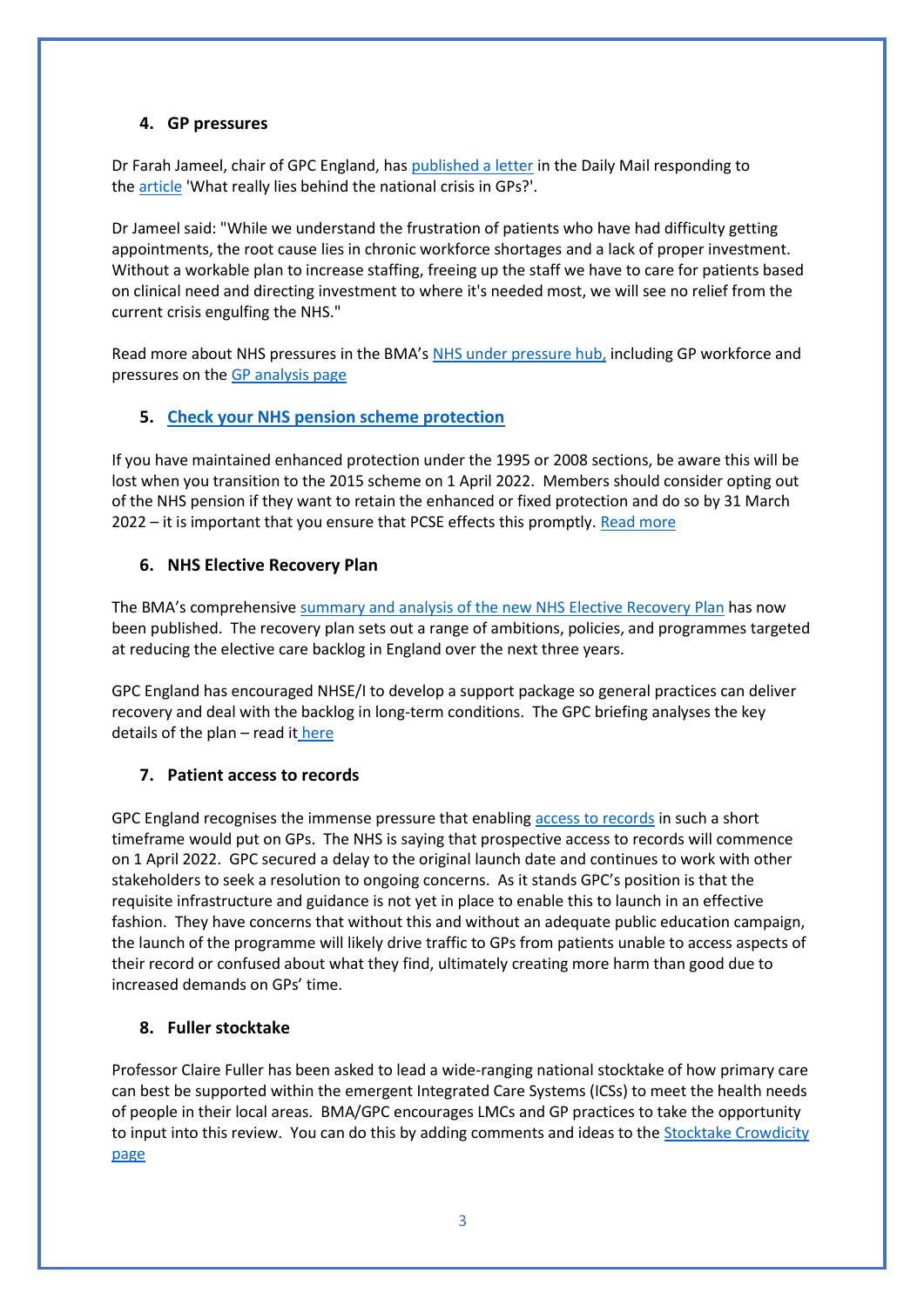## 4. GP pressures

Dr Farah Jameel, chair of GPC England, has published a letter in the Daily Mail responding to the article 'What really lies behind the national crisis in GPs?'.

Dr Jameel said: "While we understand the frustration of patients who have had difficulty getting appointments, the root cause lies in chronic workforce shortages and a lack of proper investment. Without a workable plan to increase staffing, freeing up the staff we have to care for patients based on clinical need and directing investment to where it's needed most, we will see no relief from the current crisis engulfing the NHS."

Read more about NHS pressures in the BMA's NHS under pressure hub, including GP workforce and pressures on the GP analysis page

## 5. Check your NHS pension scheme protection

If you have maintained enhanced protection under the 1995 or 2008 sections, be aware this will be lost when you transition to the 2015 scheme on 1 April 2022. Members should consider opting out of the NHS pension if they want to retain the enhanced or fixed protection and do so by 31 March 2022 – it is important that you ensure that PCSE effects this promptly. Read more

## 6. NHS Elective Recovery Plan

The BMA's comprehensive summary and analysis of the new NHS Elective Recovery Plan has now been published. The recovery plan sets out a range of ambitions, policies, and programmes targeted at reducing the elective care backlog in England over the next three years.

GPC England has encouraged NHSE/I to develop a support package so general practices can deliver recovery and deal with the backlog in long-term conditions. The GPC briefing analyses the key details of the plan – read it here

## 7. Patient access to records

GPC England recognises the immense pressure that enabling access to records in such a short timeframe would put on GPs. The NHS is saying that prospective access to records will commence on 1 April 2022. GPC secured a delay to the original launch date and continues to work with other stakeholders to seek a resolution to ongoing concerns. As it stands GPC's position is that the requisite infrastructure and guidance is not yet in place to enable this to launch in an effective fashion. They have concerns that without this and without an adequate public education campaign, the launch of the programme will likely drive traffic to GPs from patients unable to access aspects of their record or confused about what they find, ultimately creating more harm than good due to increased demands on GPs' time.

## 8. Fuller stocktake

Professor Claire Fuller has been asked to lead a wide-ranging national stocktake of how primary care can best be supported within the emergent Integrated Care Systems (ICSs) to meet the health needs of people in their local areas. BMA/GPC encourages LMCs and GP practices to take the opportunity to input into this review. You can do this by adding comments and ideas to the Stocktake Crowdicity page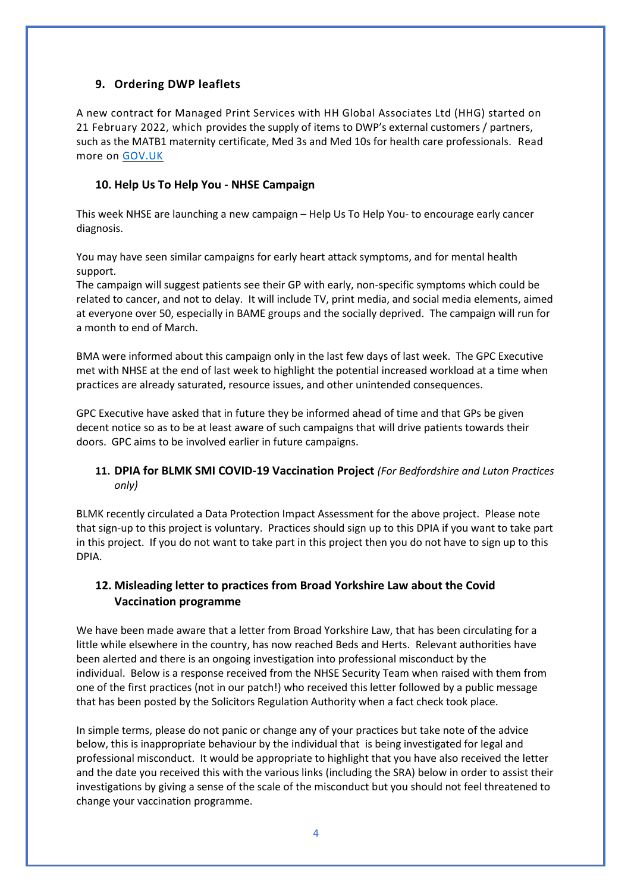### 9. Ordering DWP leaflets

A new contract for Managed Print Services with HH Global Associates Ltd (HHG) started on 21 February 2022, which provides the supply of items to DWP's external customers / partners, such as the MATB1 maternity certificate, Med 3s and Med 10s for health care professionals. Read more on [GOV.UK](GOV.UK)

### 10. Help Us To Help You - NHSE Campaign

This week NHSE are launching a new campaign – Help Us To Help You- to encourage early cancer diagnosis.

You may have seen similar campaigns for early heart attack symptoms, and for mental health support.
The campaign will suggest patients see their GP with early, non-specific symptoms which could be related to cancer, and not to delay. It will include TV, print media, and social media elements, aimed at everyone over 50, especially in BAME groups and the socially deprived. The campaign will run for a month to end of March.

BMA were informed about this campaign only in the last few days of last week. The GPC Executive met with NHSE at the end of last week to highlight the potential increased workload at a time when practices are already saturated, resource issues, and other unintended consequences.

GPC Executive have asked that in future they be informed ahead of time and that GPs be given decent notice so as to be at least aware of such campaigns that will drive patients towards their doors. GPC aims to be involved earlier in future campaigns.

### 11. DPIA for BLMK SMI COVID-19 Vaccination Project *(For Bedfordshire and Luton Practices only)*

BLMK recently circulated a Data Protection Impact Assessment for the above project. Please note that sign-up to this project is voluntary. Practices should sign up to this DPIA if you want to take part in this project. If you do not want to take part in this project then you do not have to sign up to this DPIA.

### 12. Misleading letter to practices from Broad Yorkshire Law about the Covid Vaccination programme

We have been made aware that a letter from Broad Yorkshire Law, that has been circulating for a little while elsewhere in the country, has now reached Beds and Herts. Relevant authorities have been alerted and there is an ongoing investigation into professional misconduct by the individual. Below is a response received from the NHSE Security Team when raised with them from one of the first practices (not in our patch!) who received this letter followed by a public message that has been posted by the Solicitors Regulation Authority when a fact check took place.

In simple terms, please do not panic or change any of your practices but take note of the advice below, this is inappropriate behaviour by the individual that is being investigated for legal and professional misconduct. It would be appropriate to highlight that you have also received the letter and the date you received this with the various links (including the SRA) below in order to assist their investigations by giving a sense of the scale of the misconduct but you should not feel threatened to change your vaccination programme.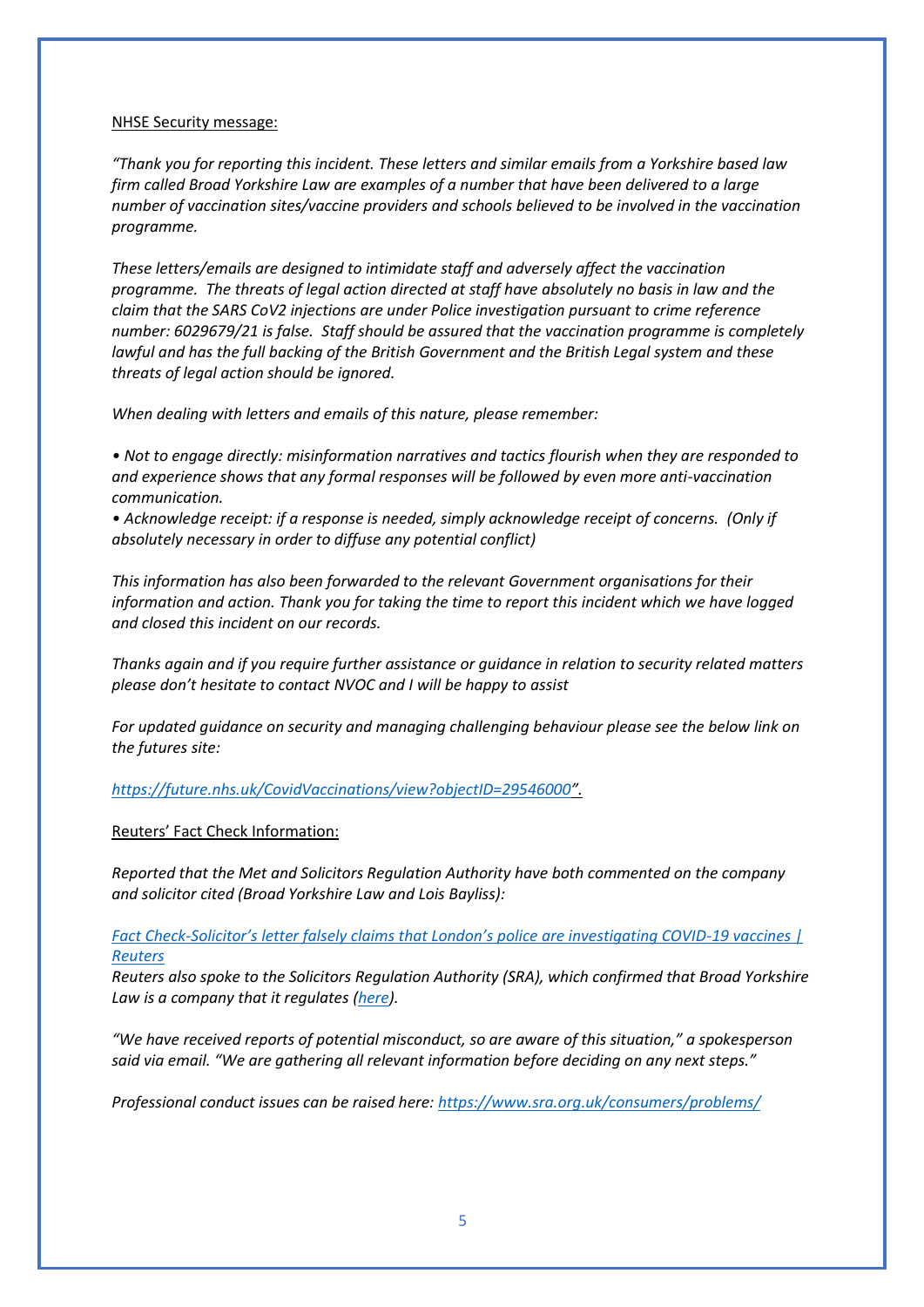<u>NHSE Security message:</u>

*"Thank you for reporting this incident. These letters and similar emails from a Yorkshire based law firm called Broad Yorkshire Law are examples of a number that have been delivered to a large number of vaccination sites/vaccine providers and schools believed to be involved in the vaccination programme.*

*These letters/emails are designed to intimidate staff and adversely affect the vaccination programme. The threats of legal action directed at staff have absolutely no basis in law and the claim that the SARS CoV2 injections are under Police investigation pursuant to crime reference number: 6029679/21 is false. Staff should be assured that the vaccination programme is completely lawful and has the full backing of the British Government and the British Legal system and these threats of legal action should be ignored.*

*When dealing with letters and emails of this nature, please remember:*

*• Not to engage directly: misinformation narratives and tactics flourish when they are responded to and experience shows that any formal responses will be followed by even more anti-vaccination communication.*
*• Acknowledge receipt: if a response is needed, simply acknowledge receipt of concerns. (Only if absolutely necessary in order to diffuse any potential conflict)*

*This information has also been forwarded to the relevant Government organisations for their information and action. Thank you for taking the time to report this incident which we have logged and closed this incident on our records.*

*Thanks again and if you require further assistance or guidance in relation to security related matters please don't hesitate to contact NVOC and I will be happy to assist*

*For updated guidance on security and managing challenging behaviour please see the below link on the futures site:*

*https://future.nhs.uk/CovidVaccinations/view?objectID=29546000".*

<u>Reuters' Fact Check Information:</u>

*Reported that the Met and Solicitors Regulation Authority have both commented on the company and solicitor cited (Broad Yorkshire Law and Lois Bayliss):*

*Fact Check-Solicitor's letter falsely claims that London's police are investigating COVID-19 vaccines | Reuters*
*Reuters also spoke to the Solicitors Regulation Authority (SRA), which confirmed that Broad Yorkshire Law is a company that it regulates (here).*

*"We have received reports of potential misconduct, so are aware of this situation," a spokesperson said via email. "We are gathering all relevant information before deciding on any next steps."*

*Professional conduct issues can be raised here: https://www.sra.org.uk/consumers/problems/*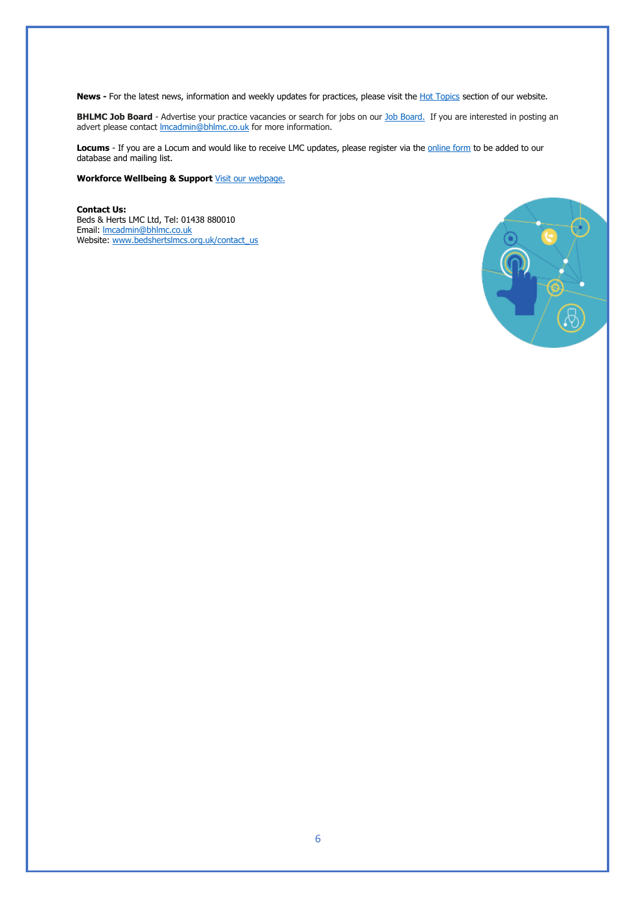**News -** For the latest news, information and weekly updates for practices, please visit the Hot Topics section of our website.

**BHLMC Job Board** - Advertise your practice vacancies or search for jobs on our Job Board. If you are interested in posting an advert please contact lmcadmin@bhlmc.co.uk for more information.

**Locums** - If you are a Locum and would like to receive LMC updates, please register via the online form to be added to our database and mailing list.

**Workforce Wellbeing & Support** Visit our webpage.

**Contact Us:**
Beds & Herts LMC Ltd, Tel: 01438 880010
Email: lmcadmin@bhlmc.co.uk
Website: www.bedshertslmcs.org.uk/contact_us